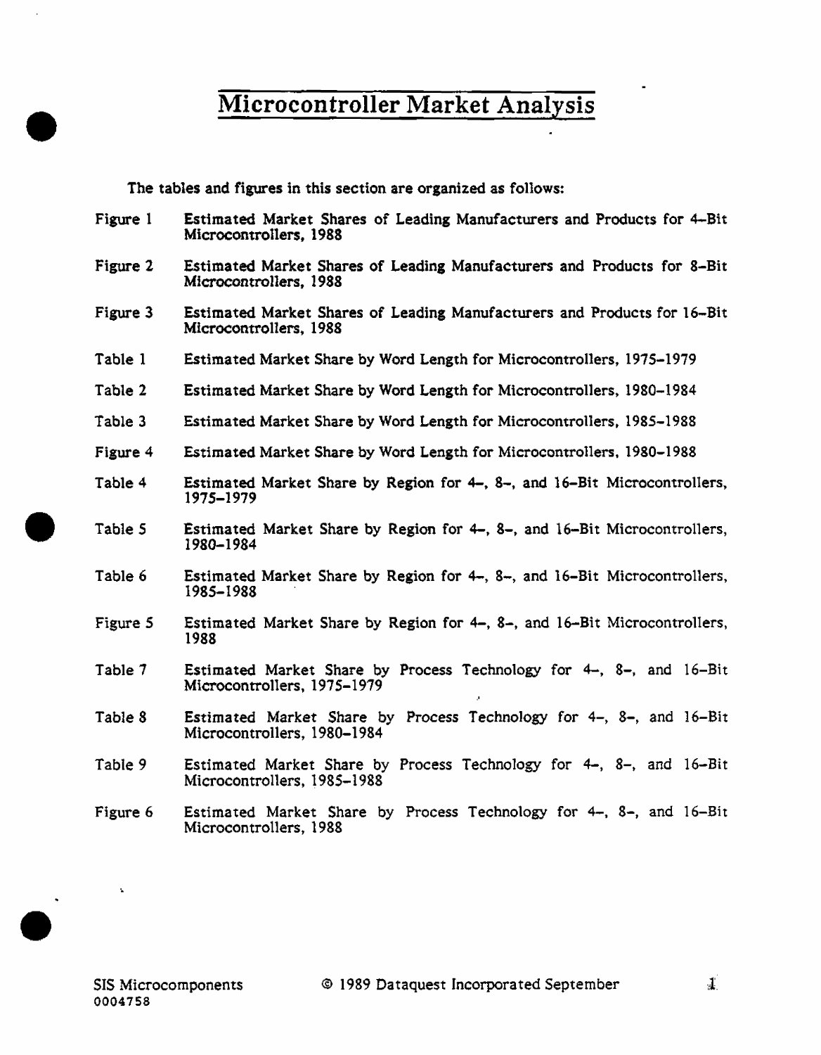# Microcontroller Market Analysis

The tables and figures in this section are organized as follows:

| | |
|---|---|
| Figure 1 | Estimated Market Shares of Leading Manufacturers and Products for 4-Bit Microcontrollers, 1988 |
| Figure 2 | Estimated Market Shares of Leading Manufacturers and Products for 8-Bit Microcontrollers, 1988 |
| Figure 3 | Estimated Market Shares of Leading Manufacturers and Products for 16-Bit Microcontrollers, 1988 |
| Table 1 | Estimated Market Share by Word Length for Microcontrollers, 1975-1979 |
| Table 2 | Estimated Market Share by Word Length for Microcontrollers, 1980-1984 |
| Table 3 | Estimated Market Share by Word Length for Microcontrollers, 1985-1988 |
| Figure 4 | Estimated Market Share by Word Length for Microcontrollers, 1980-1988 |
| Table 4 | Estimated Market Share by Region for 4-, 8-, and 16-Bit Microcontrollers, 1975-1979 |
| Table 5 | Estimated Market Share by Region for 4-, 8-, and 16-Bit Microcontrollers, 1980-1984 |
| Table 6 | Estimated Market Share by Region for 4-, 8-, and 16-Bit Microcontrollers, 1985-1988 |
| Figure 5 | Estimated Market Share by Region for 4-, 8-, and 16-Bit Microcontrollers, 1988 |
| Table 7 | Estimated Market Share by Process Technology for 4-, 8-, and 16-Bit Microcontrollers, 1975-1979 |
| Table 8 | Estimated Market Share by Process Technology for 4-, 8-, and 16-Bit Microcontrollers, 1980-1984 |
| Table 9 | Estimated Market Share by Process Technology for 4-, 8-, and 16-Bit Microcontrollers, 1985-1988 |
| Figure 6 | Estimated Market Share by Process Technology for 4-, 8-, and 16-Bit Microcontrollers, 1988 |

SIS Microcomponents
0004758

© 1989 Dataquest Incorporated September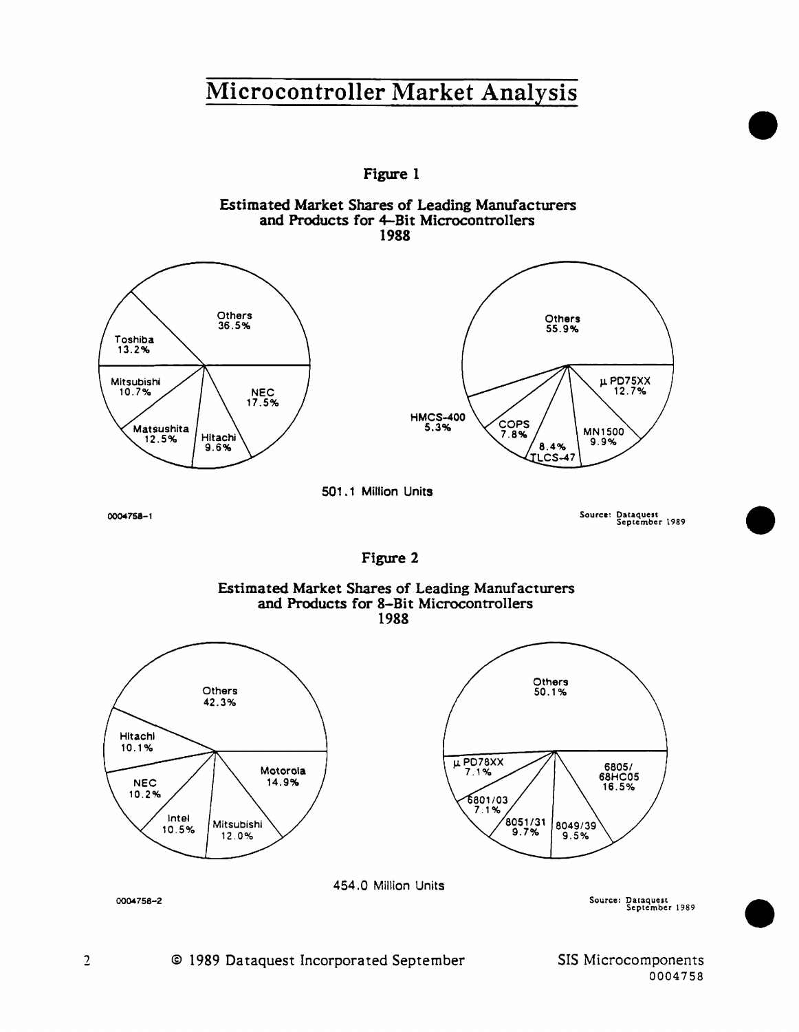# Microcontroller Market Analysis

Figure 1

Estimated Market Shares of Leading Manufacturers and Products for 4-Bit Microcontrollers 1988

| Manufacturer | Share |
|---|---|
| Others | 36.5% |
| NEC | 17.5% |
| Toshiba | 13.2% |
| Matsushita | 12.5% |
| Mitsubishi | 10.7% |
| Hitachi | 9.6% |

| Product | Share |
|---|---|
| Others | 55.9% |
| μPD75XX | 12.7% |
| MN1500 | 9.9% |
| TLCS-47 | 8.4% |
| COPS | 7.8% |
| HMCS-400 | 5.3% |

501.1 Million Units

0004758-1

Source: Dataquest September 1989

Figure 2

Estimated Market Shares of Leading Manufacturers and Products for 8-Bit Microcontrollers 1988

| Manufacturer | Share |
|---|---|
| Others | 42.3% |
| Motorola | 14.9% |
| Mitsubishi | 12.0% |
| Intel | 10.5% |
| NEC | 10.2% |
| Hitachi | 10.1% |

| Product | Share |
|---|---|
| Others | 50.1% |
| 6805/68HC05 | 16.5% |
| 8049/39 | 9.5% |
| 8051/31 | 9.7% |
| 6801/03 | 7.1% |
| μPD78XX | 7.1% |

454.0 Million Units

0004758-2

Source: Dataquest September 1989

© 1989 Dataquest Incorporated September

SIS Microcomponents 0004758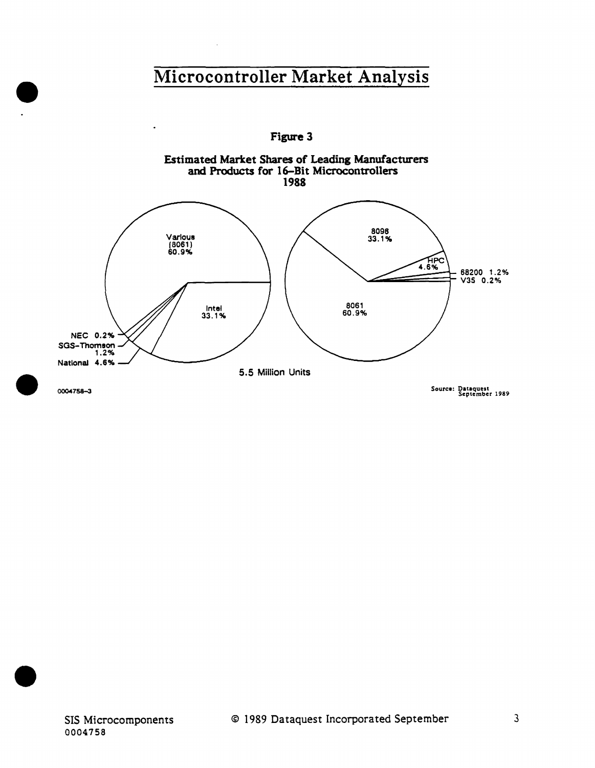# Microcontroller Market Analysis

**Figure 3**

**Estimated Market Shares of Leading Manufacturers and Products for 16-Bit Microcontrollers 1988**

| Manufacturer | Share |
|---|---|
| Various (8061) | 60.9% |
| Intel | 33.1% |
| National | 4.6% |
| SGS-Thomson | 1.2% |
| NEC | 0.2% |

| Product | Share |
|---|---|
| 8061 | 60.9% |
| 8096 | 33.1% |
| HPC | 4.6% |
| 68200 | 1.2% |
| V35 | 0.2% |

5.5 Million Units

0004758-3

Source: Dataquest September 1989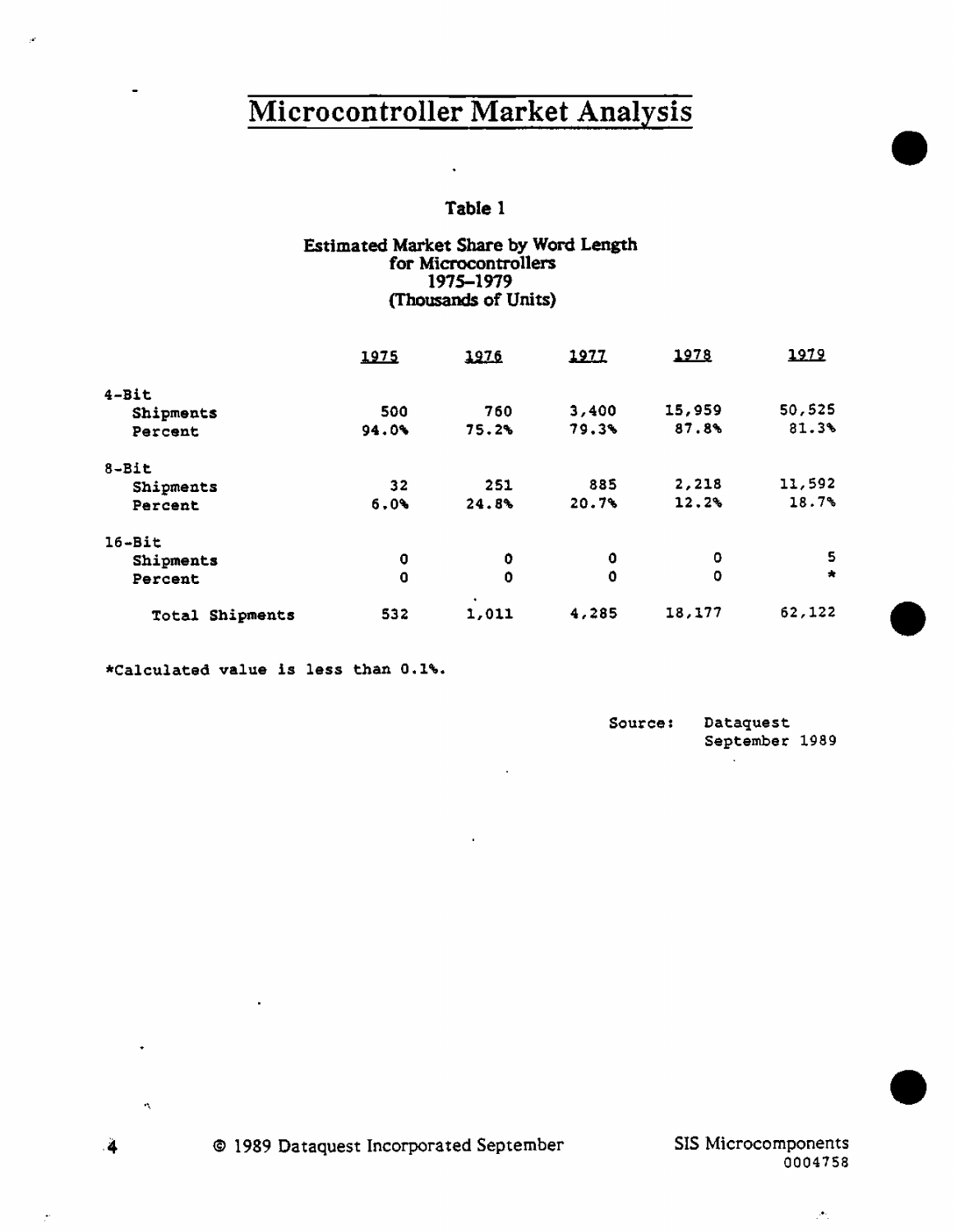# Microcontroller Market Analysis

**Table 1**

**Estimated Market Share by Word Length for Microcontrollers 1975–1979 (Thousands of Units)**

| | 1975 | 1976 | 1977 | 1978 | 1979 |
|---|---|---|---|---|---|
| 4-Bit | | | | | |
| Shipments | 500 | 760 | 3,400 | 15,959 | 50,525 |
| Percent | 94.0% | 75.2% | 79.3% | 87.8% | 81.3% |
| 8-Bit | | | | | |
| Shipments | 32 | 251 | 885 | 2,218 | 11,592 |
| Percent | 6.0% | 24.8% | 20.7% | 12.2% | 18.7% |
| 16-Bit | | | | | |
| Shipments | 0 | 0 | 0 | 0 | 5 |
| Percent | 0 | 0 | 0 | 0 | * |
| Total Shipments | 532 | 1,011 | 4,285 | 18,177 | 62,122 |

*Calculated value is less than 0.1%.

Source: Dataquest
September 1989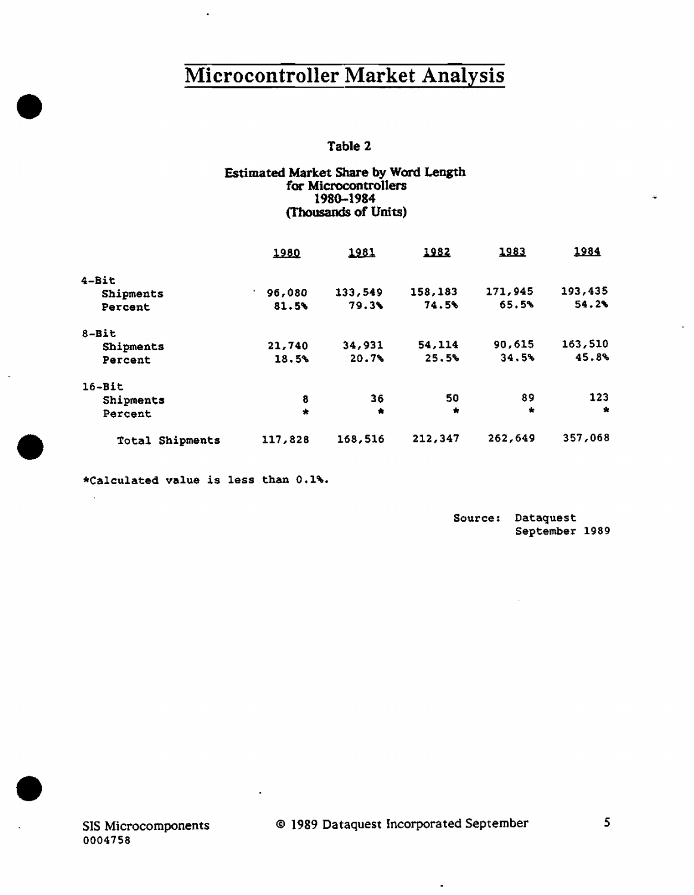# Microcontroller Market Analysis

Table 2

Estimated Market Share by Word Length
for Microcontrollers
1980–1984
(Thousands of Units)

| | 1980 | 1981 | 1982 | 1983 | 1984 |
|---|---|---|---|---|---|
| 4-Bit | | | | | |
| Shipments | 96,080 | 133,549 | 158,183 | 171,945 | 193,435 |
| Percent | 81.5% | 79.3% | 74.5% | 65.5% | 54.2% |
| 8-Bit | | | | | |
| Shipments | 21,740 | 34,931 | 54,114 | 90,615 | 163,510 |
| Percent | 18.5% | 20.7% | 25.5% | 34.5% | 45.8% |
| 16-Bit | | | | | |
| Shipments | 8 | 36 | 50 | 89 | 123 |
| Percent | * | * | * | * | * |
| Total Shipments | 117,828 | 168,516 | 212,347 | 262,649 | 357,068 |

*Calculated value is less than 0.1%.

Source: Dataquest
September 1989

SIS Microcomponents
0004758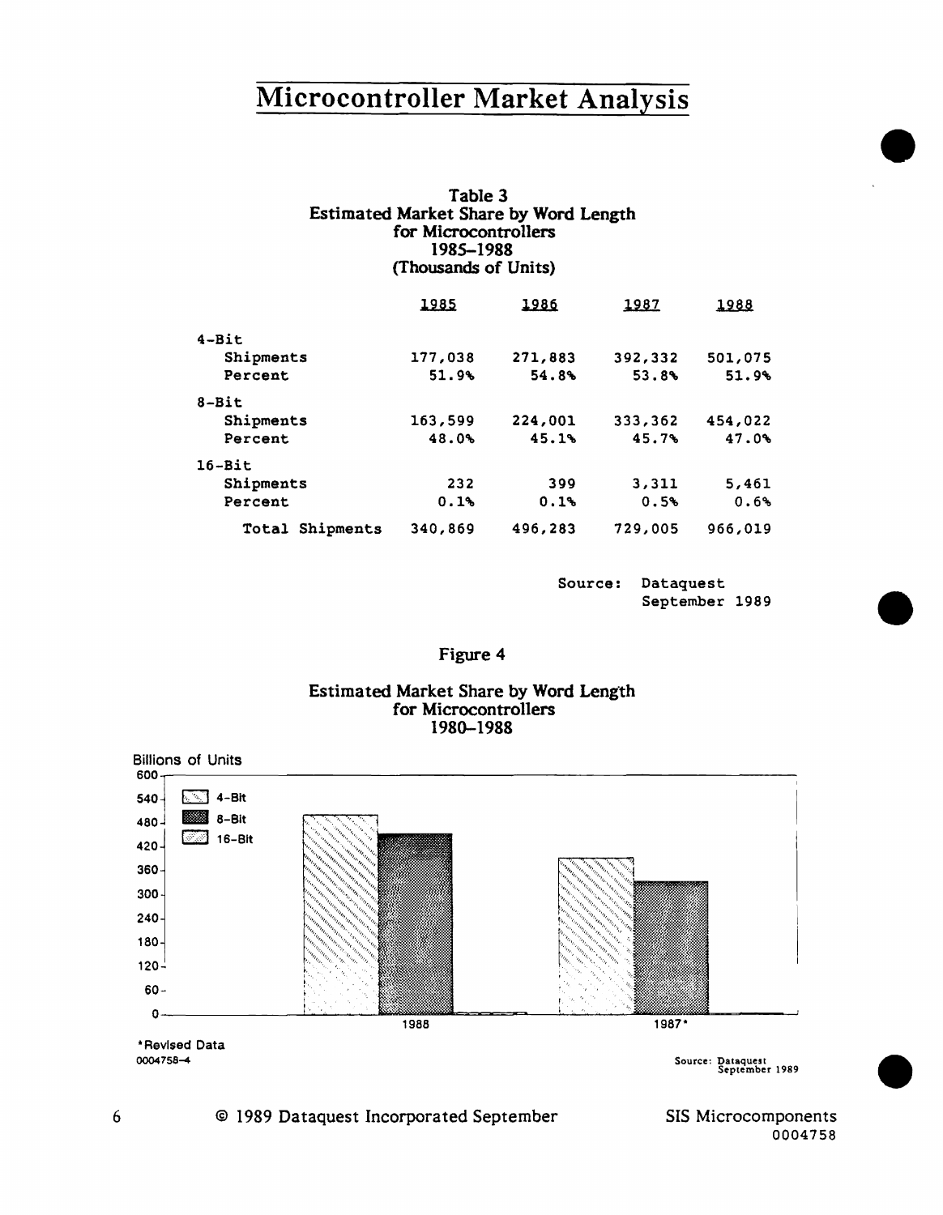# Microcontroller Market Analysis

**Table 3**
**Estimated Market Share by Word Length for Microcontrollers 1985–1988 (Thousands of Units)**

| | 1985 | 1986 | 1987 | 1988 |
|---|---|---|---|---|
| 4-Bit | | | | |
| Shipments | 177,038 | 271,883 | 392,332 | 501,075 |
| Percent | 51.9% | 54.8% | 53.8% | 51.9% |
| 8-Bit | | | | |
| Shipments | 163,599 | 224,001 | 333,362 | 454,022 |
| Percent | 48.0% | 45.1% | 45.7% | 47.0% |
| 16-Bit | | | | |
| Shipments | 232 | 399 | 3,311 | 5,461 |
| Percent | 0.1% | 0.1% | 0.5% | 0.6% |
| Total Shipments | 340,869 | 496,283 | 729,005 | 966,019 |

Source: Dataquest September 1989

**Figure 4**

**Estimated Market Share by Word Length for Microcontrollers 1980–1988**

Billions of Units

4-Bit, 8-Bit, 16-Bit

1988, 1987*

*Revised Data

0004758-4

Source: Dataquest September 1989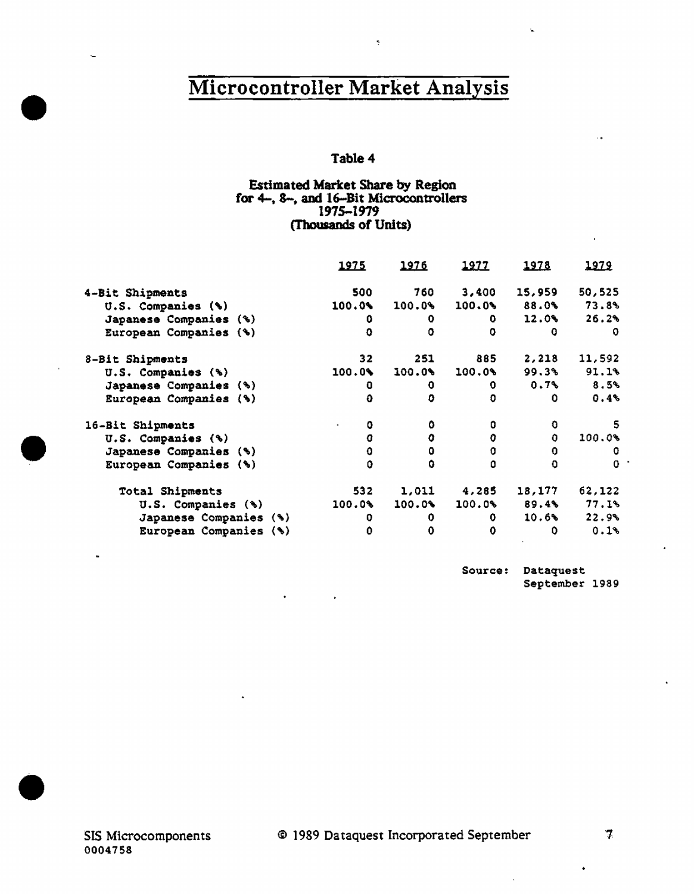# Microcontroller Market Analysis

**Table 4**

**Estimated Market Share by Region for 4-, 8-, and 16-Bit Microcontrollers 1975-1979 (Thousands of Units)**

| | 1975 | 1976 | 1977 | 1978 | 1979 |
|---|---|---|---|---|---|
| 4-Bit Shipments | 500 | 760 | 3,400 | 15,959 | 50,525 |
| U.S. Companies (%) | 100.0% | 100.0% | 100.0% | 88.0% | 73.8% |
| Japanese Companies (%) | 0 | 0 | 0 | 12.0% | 26.2% |
| European Companies (%) | 0 | 0 | 0 | 0 | 0 |
| 8-Bit Shipments | 32 | 251 | 885 | 2,218 | 11,592 |
| U.S. Companies (%) | 100.0% | 100.0% | 100.0% | 99.3% | 91.1% |
| Japanese Companies (%) | 0 | 0 | 0 | 0.7% | 8.5% |
| European Companies (%) | 0 | 0 | 0 | 0 | 0.4% |
| 16-Bit Shipments | 0 | 0 | 0 | 0 | 5 |
| U.S. Companies (%) | 0 | 0 | 0 | 0 | 100.0% |
| Japanese Companies (%) | 0 | 0 | 0 | 0 | 0 |
| European Companies (%) | 0 | 0 | 0 | 0 | 0 |
| Total Shipments | 532 | 1,011 | 4,285 | 18,177 | 62,122 |
| U.S. Companies (%) | 100.0% | 100.0% | 100.0% | 89.4% | 77.1% |
| Japanese Companies (%) | 0 | 0 | 0 | 10.6% | 22.9% |
| European Companies (%) | 0 | 0 | 0 | 0 | 0.1% |

Source: Dataquest September 1989

SIS Microcomponents
0004758

© 1989 Dataquest Incorporated September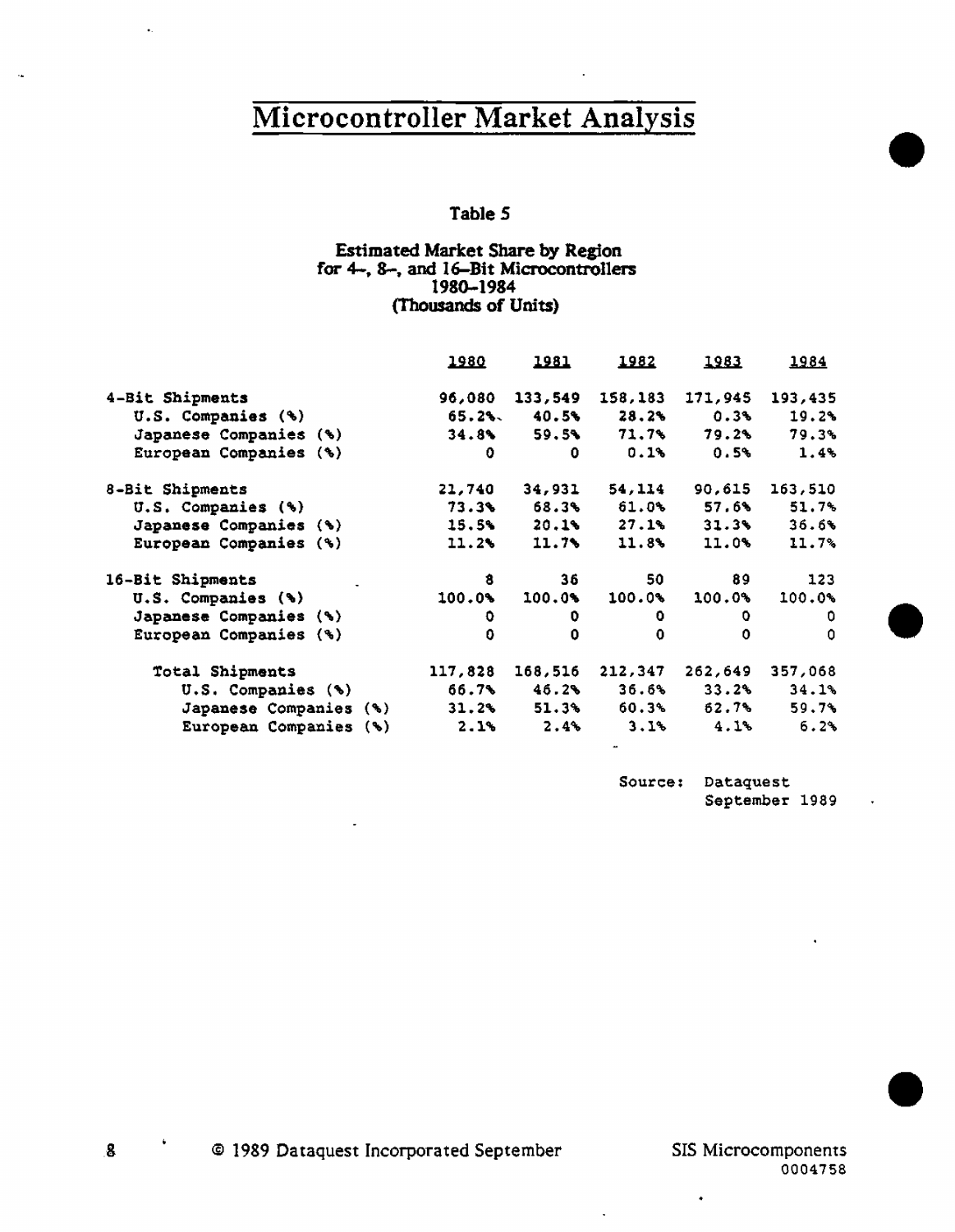# Microcontroller Market Analysis

**Table 5**

**Estimated Market Share by Region for 4-, 8-, and 16-Bit Microcontrollers 1980-1984 (Thousands of Units)**

| | 1980 | 1981 | 1982 | 1983 | 1984 |
|---|---|---|---|---|---|
| 4-Bit Shipments | 96,080 | 133,549 | 158,183 | 171,945 | 193,435 |
| U.S. Companies (%) | 65.2% | 40.5% | 28.2% | 0.3% | 19.2% |
| Japanese Companies (%) | 34.8% | 59.5% | 71.7% | 79.2% | 79.3% |
| European Companies (%) | 0 | 0 | 0.1% | 0.5% | 1.4% |
| 8-Bit Shipments | 21,740 | 34,931 | 54,114 | 90,615 | 163,510 |
| U.S. Companies (%) | 73.3% | 68.3% | 61.0% | 57.6% | 51.7% |
| Japanese Companies (%) | 15.5% | 20.1% | 27.1% | 31.3% | 36.6% |
| European Companies (%) | 11.2% | 11.7% | 11.8% | 11.0% | 11.7% |
| 16-Bit Shipments | 8 | 36 | 50 | 89 | 123 |
| U.S. Companies (%) | 100.0% | 100.0% | 100.0% | 100.0% | 100.0% |
| Japanese Companies (%) | 0 | 0 | 0 | 0 | 0 |
| European Companies (%) | 0 | 0 | 0 | 0 | 0 |
| Total Shipments | 117,828 | 168,516 | 212,347 | 262,649 | 357,068 |
| U.S. Companies (%) | 66.7% | 46.2% | 36.6% | 33.2% | 34.1% |
| Japanese Companies (%) | 31.2% | 51.3% | 60.3% | 62.7% | 59.7% |
| European Companies (%) | 2.1% | 2.4% | 3.1% | 4.1% | 6.2% |

Source: Dataquest
September 1989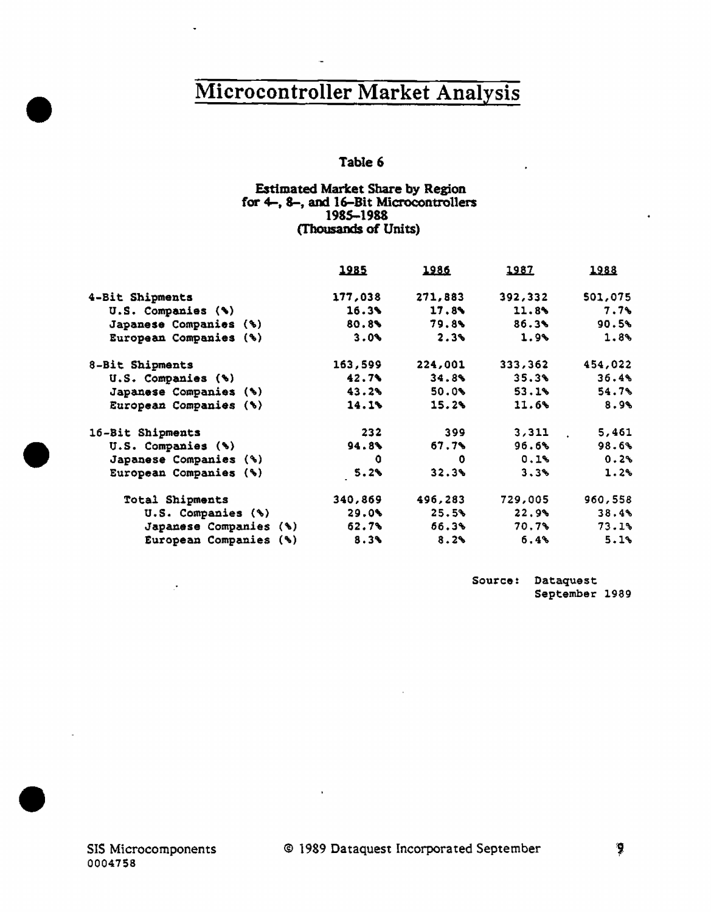# Microcontroller Market Analysis

### Table 6

**Estimated Market Share by Region for 4-, 8-, and 16-Bit Microcontrollers 1985-1988 (Thousands of Units)**

| | 1985 | 1986 | 1987 | 1988 |
|---|---|---|---|---|
| 4-Bit Shipments | 177,038 | 271,883 | 392,332 | 501,075 |
| U.S. Companies (%) | 16.3% | 17.8% | 11.8% | 7.7% |
| Japanese Companies (%) | 80.8% | 79.8% | 86.3% | 90.5% |
| European Companies (%) | 3.0% | 2.3% | 1.9% | 1.8% |
| 8-Bit Shipments | 163,599 | 224,001 | 333,362 | 454,022 |
| U.S. Companies (%) | 42.7% | 34.8% | 35.3% | 36.4% |
| Japanese Companies (%) | 43.2% | 50.0% | 53.1% | 54.7% |
| European Companies (%) | 14.1% | 15.2% | 11.6% | 8.9% |
| 16-Bit Shipments | 232 | 399 | 3,311 | 5,461 |
| U.S. Companies (%) | 94.8% | 67.7% | 96.6% | 98.6% |
| Japanese Companies (%) | 0 | 0 | 0.1% | 0.2% |
| European Companies (%) | 5.2% | 32.3% | 3.3% | 1.2% |
| Total Shipments | 340,869 | 496,283 | 729,005 | 960,558 |
| U.S. Companies (%) | 29.0% | 25.5% | 22.9% | 38.4% |
| Japanese Companies (%) | 62.7% | 66.3% | 70.7% | 73.1% |
| European Companies (%) | 8.3% | 8.2% | 6.4% | 5.1% |

Source: Dataquest September 1989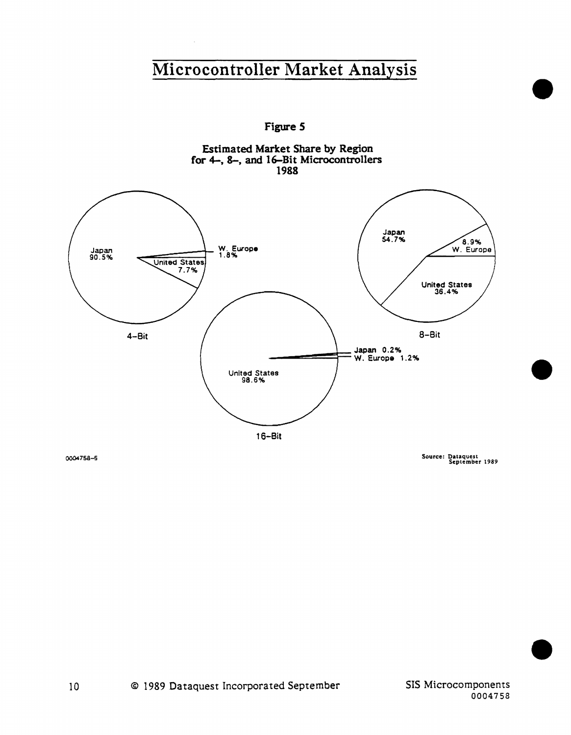Figure 5

Estimated Market Share by Region
for 4-, 8-, and 16-Bit Microcontrollers
1988

**4-Bit**

- Japan 90.5%
- United States 7.7%
- W. Europe 1.8%

**8-Bit**

- Japan 54.7%
- United States 36.4%
- W. Europe 8.9%

**16-Bit**

- United States 98.6%
- W. Europe 1.2%
- Japan 0.2%

0004758-5

Source: Dataquest
September 1989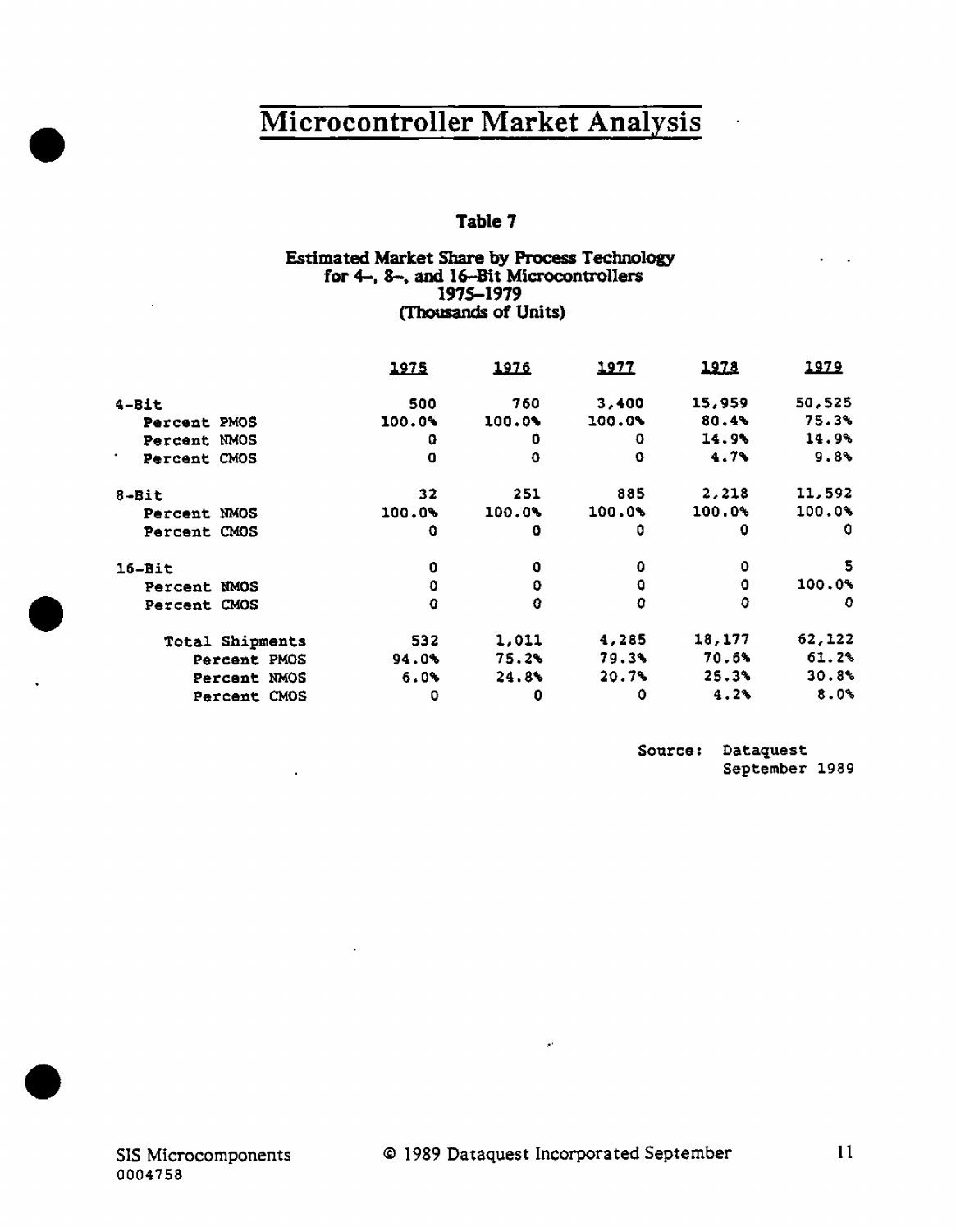# Microcontroller Market Analysis

**Table 7**

**Estimated Market Share by Process Technology for 4-, 8-, and 16-Bit Microcontrollers 1975-1979 (Thousands of Units)**

| | 1975 | 1976 | 1977 | 1978 | 1979 |
|---|---|---|---|---|---|
| 4-Bit | 500 | 760 | 3,400 | 15,959 | 50,525 |
| Percent PMOS | 100.0% | 100.0% | 100.0% | 80.4% | 75.3% |
| Percent NMOS | 0 | 0 | 0 | 14.9% | 14.9% |
| Percent CMOS | 0 | 0 | 0 | 4.7% | 9.8% |
| 8-Bit | 32 | 251 | 885 | 2,218 | 11,592 |
| Percent NMOS | 100.0% | 100.0% | 100.0% | 100.0% | 100.0% |
| Percent CMOS | 0 | 0 | 0 | 0 | 0 |
| 16-Bit | 0 | 0 | 0 | 0 | 5 |
| Percent NMOS | 0 | 0 | 0 | 0 | 100.0% |
| Percent CMOS | 0 | 0 | 0 | 0 | 0 |
| Total Shipments | 532 | 1,011 | 4,285 | 18,177 | 62,122 |
| Percent PMOS | 94.0% | 75.2% | 79.3% | 70.6% | 61.2% |
| Percent NMOS | 6.0% | 24.8% | 20.7% | 25.3% | 30.8% |
| Percent CMOS | 0 | 0 | 0 | 4.2% | 8.0% |

Source: Dataquest September 1989

SIS Microcomponents
0004758

© 1989 Dataquest Incorporated September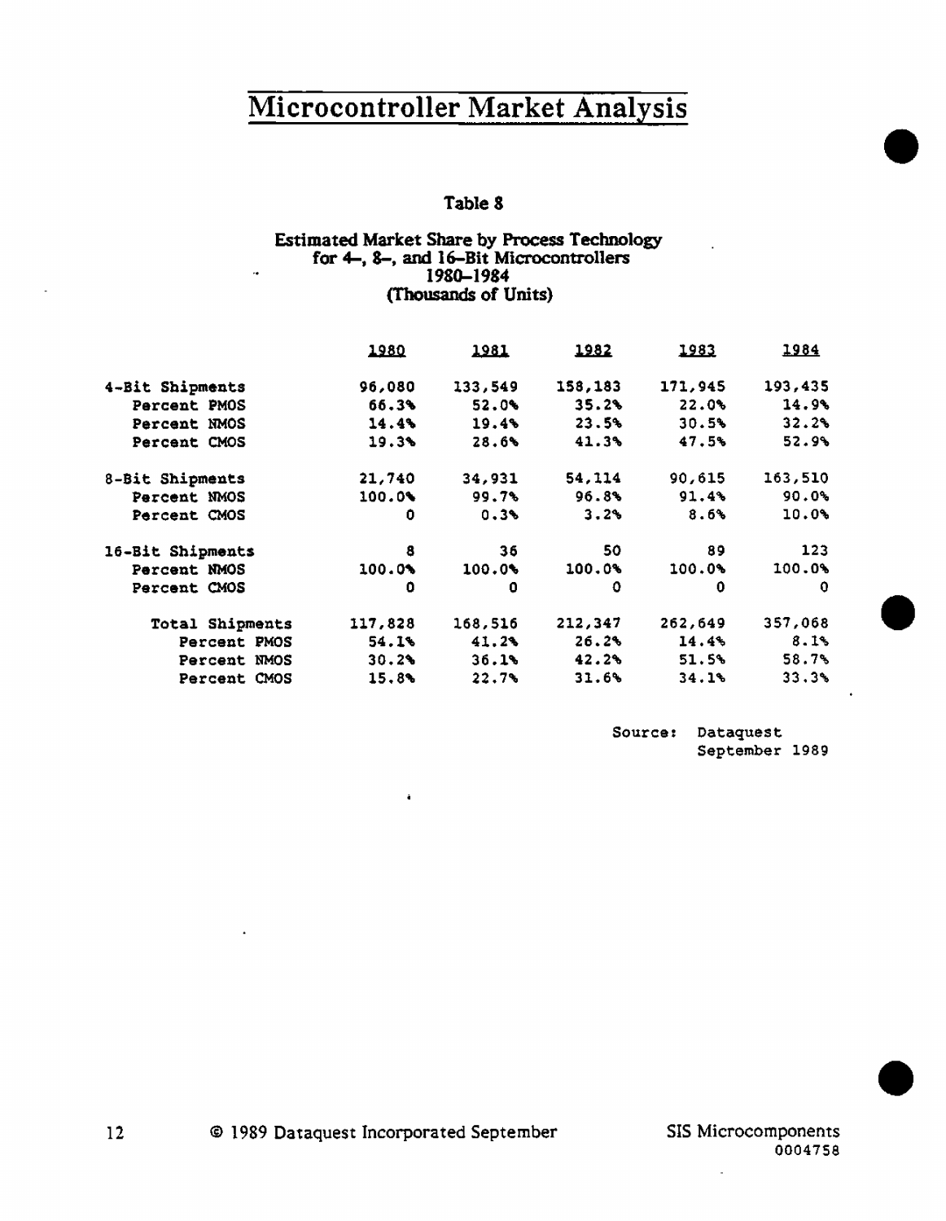# Microcontroller Market Analysis

**Table 8**

**Estimated Market Share by Process Technology for 4-, 8-, and 16-Bit Microcontrollers 1980-1984 (Thousands of Units)**

| | 1980 | 1981 | 1982 | 1983 | 1984 |
|---|---|---|---|---|---|
| 4-Bit Shipments | 96,080 | 133,549 | 158,183 | 171,945 | 193,435 |
| Percent PMOS | 66.3% | 52.0% | 35.2% | 22.0% | 14.9% |
| Percent NMOS | 14.4% | 19.4% | 23.5% | 30.5% | 32.2% |
| Percent CMOS | 19.3% | 28.6% | 41.3% | 47.5% | 52.9% |
| 8-Bit Shipments | 21,740 | 34,931 | 54,114 | 90,615 | 163,510 |
| Percent NMOS | 100.0% | 99.7% | 96.8% | 91.4% | 90.0% |
| Percent CMOS | 0 | 0.3% | 3.2% | 8.6% | 10.0% |
| 16-Bit Shipments | 8 | 36 | 50 | 89 | 123 |
| Percent NMOS | 100.0% | 100.0% | 100.0% | 100.0% | 100.0% |
| Percent CMOS | 0 | 0 | 0 | 0 | 0 |
| Total Shipments | 117,828 | 168,516 | 212,347 | 262,649 | 357,068 |
| Percent PMOS | 54.1% | 41.2% | 26.2% | 14.4% | 8.1% |
| Percent NMOS | 30.2% | 36.1% | 42.2% | 51.5% | 58.7% |
| Percent CMOS | 15.8% | 22.7% | 31.6% | 34.1% | 33.3% |

Source: Dataquest
September 1989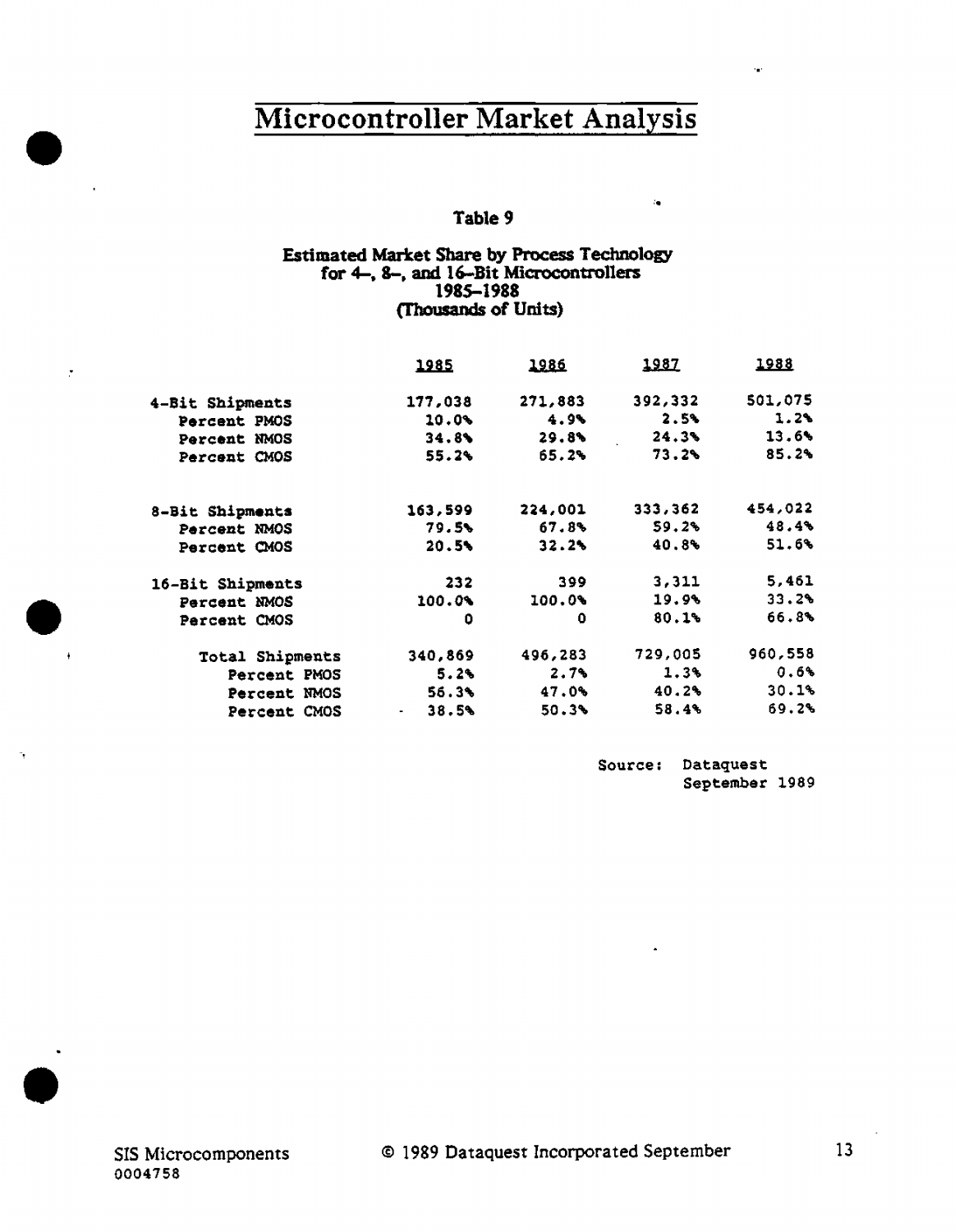# Microcontroller Market Analysis

### Table 9

**Estimated Market Share by Process Technology for 4-, 8-, and 16-Bit Microcontrollers 1985–1988 (Thousands of Units)**

| | 1985 | 1986 | 1987 | 1988 |
|---|---|---|---|---|
| 4-Bit Shipments | 177,038 | 271,883 | 392,332 | 501,075 |
| Percent PMOS | 10.0% | 4.9% | 2.5% | 1.2% |
| Percent NMOS | 34.8% | 29.8% | 24.3% | 13.6% |
| Percent CMOS | 55.2% | 65.2% | 73.2% | 85.2% |
| 8-Bit Shipments | 163,599 | 224,001 | 333,362 | 454,022 |
| Percent NMOS | 79.5% | 67.8% | 59.2% | 48.4% |
| Percent CMOS | 20.5% | 32.2% | 40.8% | 51.6% |
| 16-Bit Shipments | 232 | 399 | 3,311 | 5,461 |
| Percent NMOS | 100.0% | 100.0% | 19.9% | 33.2% |
| Percent CMOS | 0 | 0 | 80.1% | 66.8% |
| Total Shipments | 340,869 | 496,283 | 729,005 | 960,558 |
| Percent PMOS | 5.2% | 2.7% | 1.3% | 0.6% |
| Percent NMOS | 56.3% | 47.0% | 40.2% | 30.1% |
| Percent CMOS | 38.5% | 50.3% | 58.4% | 69.2% |

Source: Dataquest
September 1989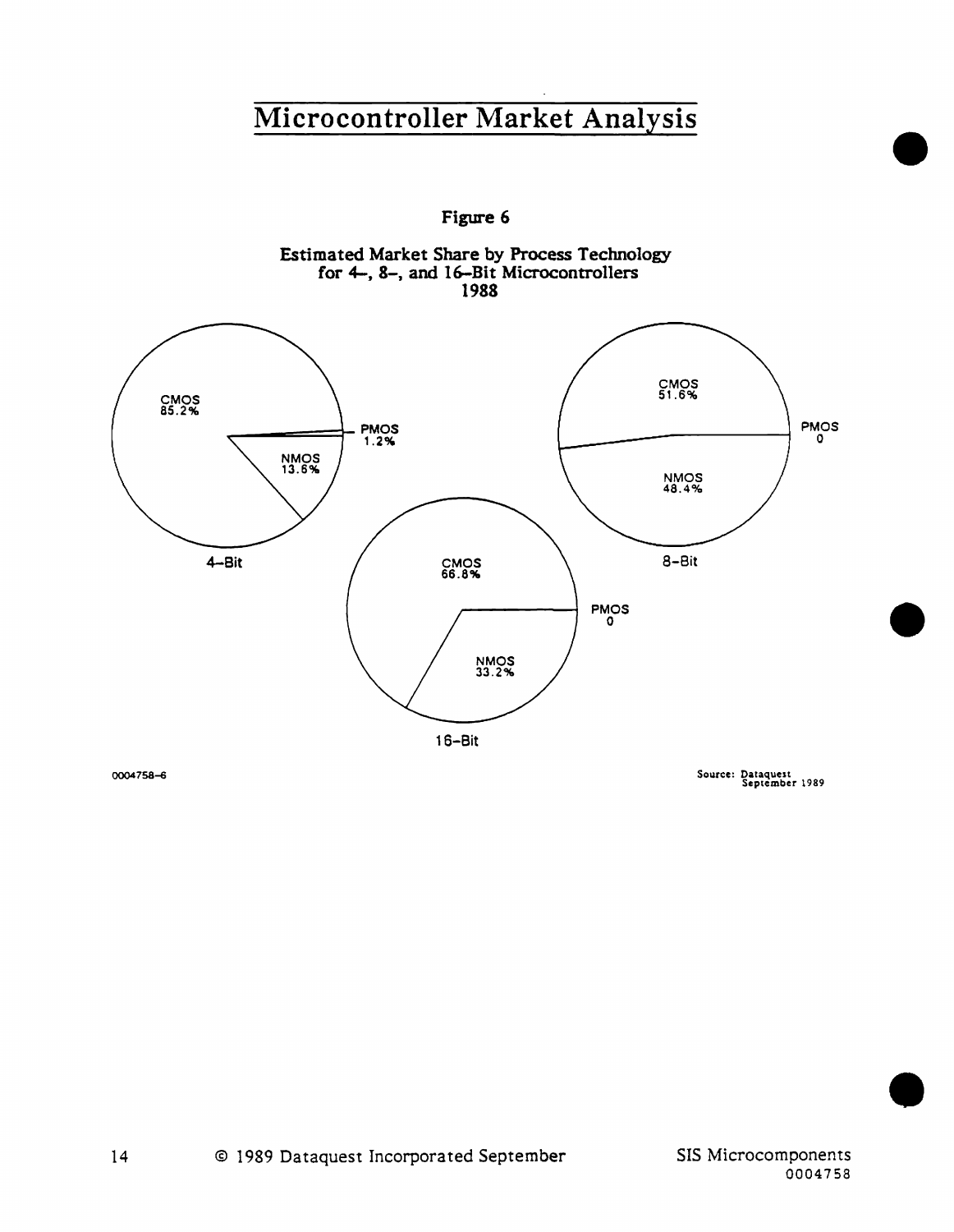Figure 6

Estimated Market Share by Process Technology for 4-, 8-, and 16-Bit Microcontrollers 1988

CMOS 85.2%
PMOS 1.2%
NMOS 13.6%
4-Bit

CMOS 51.6%
PMOS 0
NMOS 48.4%
8-Bit

CMOS 66.8%
PMOS 0
NMOS 33.2%
16-Bit

0004758-6

Source: Dataquest September 1989